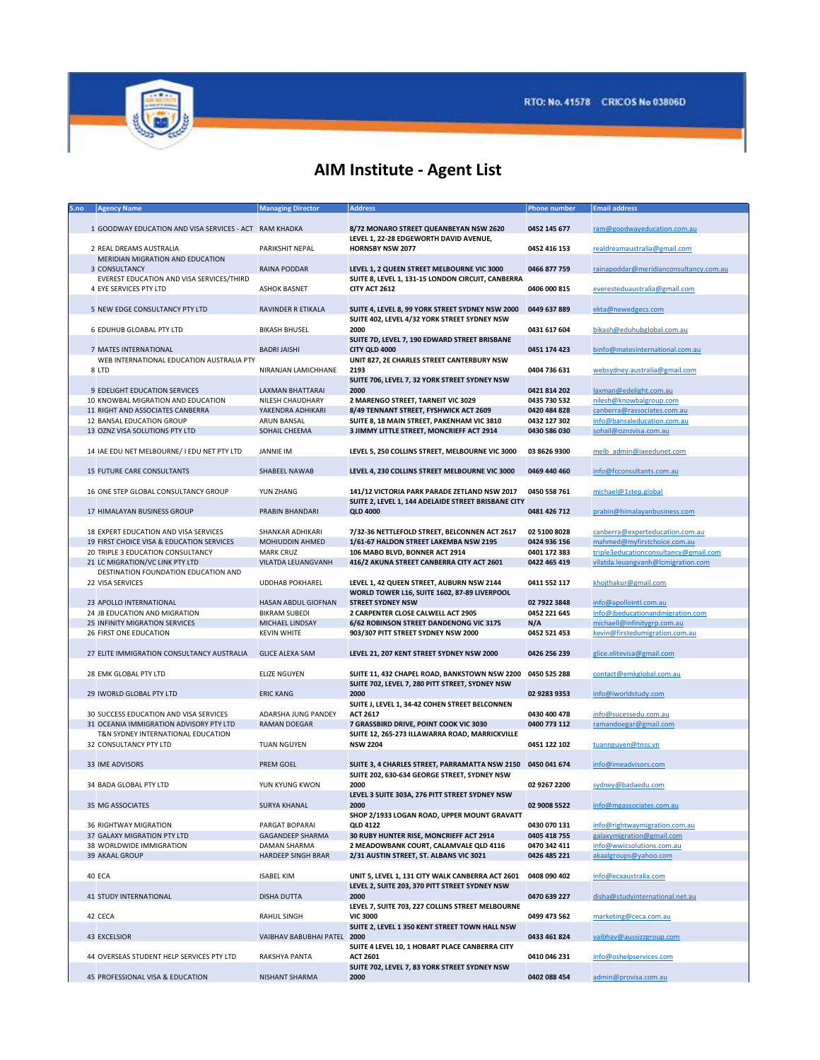RTO: No. 41578 CRICOS No 03806D

# AIM Institute - Agent List

| S.no | Agency Name | Managing Director | Address | Phone number | Email address |
|---|---|---|---|---|---|
| 1 | GOODWAY EDUCATION AND VISA SERVICES - ACT | RAM KHADKA | 8/72 MONARO STREET QUEANBEYAN NSW 2620 | 0452 145 677 | ram@goodwayeducation.com.au |
| 2 | REAL DREAMS AUSTRALIA | PARIKSHIT NEPAL | LEVEL 1, 22-28 EDGEWORTH DAVID AVENUE, HORNSBY NSW 2077 | 0452 416 153 | realdreamaustralia@gmail.com |
| 3 | MERIDIAN MIGRATION AND EDUCATION CONSULTANCY | RAINA PODDAR | LEVEL 1, 2 QUEEN STREET MELBOURNE VIC 3000 | 0466 877 759 | rainapoddar@meridianconsultancy.com.au |
| 4 | EVEREST EDUCATION AND VISA SERVICES/THIRD EYE SERVICES PTY LTD | ASHOK BASNET | SUITE 8, LEVEL 1, 131-15 LONDON CIRCUIT, CANBERRA CITY ACT 2612 | 0406 000 815 | everesteduaustralia@gmail.com |
| 5 | NEW EDGE CONSULTANCY PTY LTD | RAVINDER R ETIKALA | SUITE 4, LEVEL 8, 99 YORK STREET SYDNEY NSW 2000 | 0449 637 889 | ekta@newedgecs.com |
| 6 | EDUHUB GLOABAL PTY LTD | BIKASH BHUSEL | SUITE 402, LEVEL 4/32 YORK STREET SYDNEY NSW 2000 | 0431 617 604 | bikash@eduhubglobal.com.au |
| 7 | MATES INTERNATIONAL | BADRI JAISHI | SUITE 7D, LEVEL 7, 190 EDWARD STREET BRISBANE CITY QLD 4000 | 0451 174 423 | binfo@matesinternational.com.au |
| 8 | WEB INTERNATIONAL EDUCATION AUSTRALIA PTY LTD | NIRANJAN LAMICHHANE | UNIT 827, 2E CHARLES STREET CANTERBURY NSW 2193 | 0404 736 631 | websydney.australia@gmail.com |
| 9 | EDELIGHT EDUCATION SERVICES | LAXMAN BHATTARAI | SUITE 706, LEVEL 7, 32 YORK STREET SYDNEY NSW 2000 | 0421 814 202 | laxman@edelight.com.au |
| 10 | KNOWBAL MIGRATION AND EDUCATION | NILESH CHAUDHARY | 2 MARENGO STREET, TARNEIT VIC 3029 | 0435 730 532 | nilesh@knowbalgroup.com |
| 11 | RIGHT AND ASSOCIATES CANBERRA | YAKENDRA ADHIKARI | 8/49 TENNANT STREET, FYSHWICK ACT 2609 | 0420 484 828 | canberra@rassociates.com.au |
| 12 | BANSAL EDUCATION GROUP | ARUN BANSAL | SUITE 8, 18 MAIN STREET, PAKENHAM VIC 3810 | 0432 127 302 | info@bansaleducation.com.au |
| 13 | OZNZ VISA SOLUTIONS PTY LTD | SOHAIL CHEEMA | 3 JIMMY LITTLE STREET, MONCRIEFF ACT 2914 | 0430 586 030 | sohail@oznzvisa.com.au |
| 14 | IAE EDU NET MELBOURNE/ I EDU NET PTY LTD | JANNIE IM | LEVEL 5, 250 COLLINS STREET, MELBOURNE VIC 3000 | 03 8626 9300 | melb_admin@iaeedunet.com |
| 15 | FUTURE CARE CONSULTANTS | SHABEEL NAWAB | LEVEL 4, 230 COLLINS STREET MELBOURNE VIC 3000 | 0469 440 460 | info@fcconsultants.com.au |
| 16 | ONE STEP GLOBAL CONSULTANCY GROUP | YUN ZHANG | 141/12 VICTORIA PARK PARADE ZETLAND NSW 2017 | 0450 558 761 | michael@1step.global |
| 17 | HIMALAYAN BUSINESS GROUP | PRABIN BHANDARI | SUITE 2, LEVEL 1, 144 ADELAIDE STREET BRISBANE CITY QLD 4000 | 0481 426 712 | prabin@himalayanbusiness.com |
| 18 | EXPERT EDUCATION AND VISA SERVICES | SHANKAR ADHIKARI | 7/32-36 NETTLEFOLD STREET, BELCONNEN ACT 2617 | 02 5100 8028 | canberra@experteducation.com.au |
| 19 | FIRST CHOICE VISA & EDUCATION SERVICES | MOHIUDDIN AHMED | 1/61-67 HALDON STREET LAKEMBA NSW 2195 | 0424 936 156 | mahmed@myfirstchoice.com.au |
| 20 | TRIPLE 3 EDUCATION CONSULTANCY | MARK CRUZ | 106 MABO BLVD, BONNER ACT 2914 | 0401 172 383 | triple3educationconsultancy@gmail.com |
| 21 | LC MIGRATION/VC LINK PTY LTD | VILATDA LEUANGVANH | 416/2 AKUNA STREET CANBERRA CITY ACT 2601 | 0422 465 419 | vilatda.leuangvanh@lcmigration.com |
| 22 | DESTINATION FOUNDATION EDUCATION AND VISA SERVICES | UDDHAB POKHAREL | LEVEL 1, 42 QUEEN STREET, AUBURN NSW 2144 | 0411 552 117 | khojthakur@gmail.com |
| 23 | APOLLO INTERNATIONAL | HASAN ABDUL GIOFNAN | WORLD TOWER L16, SUITE 1602, 87-89 LIVERPOOL STREET SYDNEY NSW | 02 7922 3848 | info@apollointl.com.au |
| 24 | JB EDUCATION AND MIGRATION | BIKRAM SUBEDI | 2 CARPENTER CLOSE CALWELL ACT 2905 | 0452 221 645 | info@jbeducationandmigration.com |
| 25 | INFINITY MIGRATION SERVICES | MICHAEL LINDSAY | 6/62 ROBINSON STREET DANDENONG VIC 3175 | N/A | michaell@infinitygrp.com.au |
| 26 | FIRST ONE EDUCATION | KEVIN WHITE | 903/307 PITT STREET SYDNEY NSW 2000 | 0452 521 453 | kevin@firstedumigration.com.au |
| 27 | ELITE IMMIGRATION CONSULTANCY AUSTRALIA | GLICE ALEXA SAM | LEVEL 21, 207 KENT STREET SYDNEY NSW 2000 | 0426 256 239 | glice.elitevisa@gmail.com |
| 28 | EMK GLOBAL PTY LTD | ELIZE NGUYEN | SUITE 11, 432 CHAPEL ROAD, BANKSTOWN NSW 2200 | 0450 525 288 | contact@emkglobal.com.au |
| 29 | IWORLD GLOBAL PTY LTD | ERIC KANG | SUITE 702, LEVEL 7, 280 PITT STREET, SYDNEY NSW 2000 | 02 9283 9353 | info@iworldstudy.com |
| 30 | SUCCESS EDUCATION AND VISA SERVICES | ADARSHA JUNG PANDEY | SUITE J, LEVEL 1, 34-42 COHEN STREET BELCONNEN ACT 2617 | 0430 400 478 | info@sucessedu.com.au |
| 31 | OCEANIA IMMIGRATION ADVISORY PTY LTD | RAMAN DOEGAR | 7 GRASSBIRD DRIVE, POINT COOK VIC 3030 | 0400 773 112 | ramandoegar@gmail.com |
| 32 | T&N SYDNEY INTERNATIONAL EDUCATION CONSULTANCY PTY LTD | TUAN NGUYEN | SUITE 12, 265-273 ILLAWARRA ROAD, MARRICKVILLE NSW 2204 | 0451 122 102 | tuannguyen@tnss.vn |
| 33 | IME ADVISORS | PREM GOEL | SUITE 3, 4 CHARLES STREET, PARRAMATTA NSW 2150 | 0450 041 674 | info@imeadvisors.com |
| 34 | BADA GLOBAL PTY LTD | YUN KYUNG KWON | SUITE 202, 630-634 GEORGE STREET, SYDNEY NSW 2000 | 02 9267 2200 | sydney@badaedu.com |
| 35 | MG ASSOCIATES | SURYA KHANAL | LEVEL 3 SUITE 303A, 276 PITT STREET SYDNEY NSW 2000 | 02 9008 5522 | info@mgassociates.com.au |
| 36 | RIGHTWAY MIGRATION | PARGAT BOPARAI | SHOP 2/1933 LOGAN ROAD, UPPER MOUNT GRAVATT QLD 4122 | 0430 070 131 | info@rightwaymigration.com.au |
| 37 | GALAXY MIGRATION PTY LTD | GAGANDEEP SHARMA | 30 RUBY HUNTER RISE, MONCRIEFF ACT 2914 | 0405 418 755 | galaxymigration@gmail.com |
| 38 | WORLDWIDE IMMIGRATION | DAMAN SHARMA | 2 MEADOWBANK COURT, CALAMVALE QLD 4116 | 0470 342 411 | info@wwicsolutions.com.au |
| 39 | AKAAL GROUP | HARDEEP SINGH BRAR | 2/31 AUSTIN STREET, ST. ALBANS VIC 3021 | 0426 485 221 | akaalgroups@yahoo.com |
| 40 | ECA | ISABEL KIM | UNIT 5, LEVEL 1, 131 CITY WALK CANBERRA ACT 2601 | 0408 090 402 | info@ecaaustralia.com |
| 41 | STUDY INTERNATIONAL | DISHA DUTTA | LEVEL 2, SUITE 203, 370 PITT STREET SYDNEY NSW 2000 | 0470 639 227 | disha@studyinternational.net.au |
| 42 | CECA | RAHUL SINGH | LEVEL 7, SUITE 703, 227 COLLINS STREET MELBOURNE VIC 3000 | 0499 473 562 | marketing@ceca.com.au |
| 43 | EXCELSIOR | VAIBHAV BABUBHAI PATEL | SUITE 2, LEVEL 1 350 KENT STREET TOWN HALL NSW 2000 | 0433 461 824 | vaibhav@aussizzgroup.com |
| 44 | OVERSEAS STUDENT HELP SERVICES PTY LTD | RAKSHYA PANTA | SUITE 4 LEVEL 10, 1 HOBART PLACE CANBERRA CITY ACT 2601 | 0410 046 231 | info@oshelpservices.com |
| 45 | PROFESSIONAL VISA & EDUCATION | NISHANT SHARMA | SUITE 702, LEVEL 7, 83 YORK STREET SYDNEY NSW 2000 | 0402 088 454 | admin@provisa.com.au |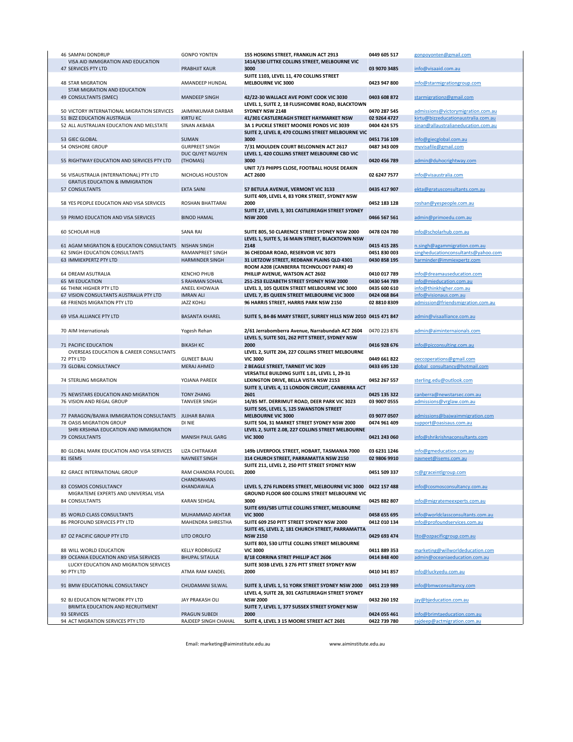| | | | | |
|---|---|---|---|---|
| 46 SAMPAI DONDRUP | GONPO YONTEN | 155 HOSKINS STREET, FRANKLIN ACT 2913 | 0449 605 517 | gonpoyonten@gmail.com |
| 47 VISA AID IMMIGRATION AND EDUCATION SERVICES PTY LTD | PRABHJIT KAUR | 1414/530 LITTKE COLLINS STREET, MELBOURNE VIC 3000 | 03 9070 3485 | info@visaaid.com.au |
| 48 STAR MIGRATION | AMANDEEP HUNDAL | SUITE 1103, LEVEL 11, 470 COLLINS STREET MELBOURNE VIC 3000 | 0423 947 800 | info@starmigrationgroup.com |
| 49 STAR MIGRATION AND EDUCATION CONSULTANTS (SMEC) | MANDEEP SINGH | 42/22-30 WALLACE AVE POINT COOK VIC 3030 | 0403 608 872 | starmigrationz@gmail.com |
| 50 VICTORY INTERNATIONAL MIGRATION SERVICES | JAIMINKUMAR DARBAR | LEVEL 1, SUITE 2, 18 FLUSHCOMBE ROAD, BLACKTOWN SYDNEY NSW 2148 | 0470 287 545 | admissions@victorymigration.com.au |
| 51 BIZZ EDUCATION AUSTRALIA | KIRTU KC | 41/301 CASTLEREAGH STREET HAYMARKET NSW | 02 9264 4727 | kirtu@bizzeducationaustralia.com.au |
| 52 ALL AUSTRALIAN EDUCATION AND MELSTATE | SINAN AKBABA | 3A 1 PUCKLE STREET MOONEE PONDS VIC 3039 | 0404 424 575 | sinan@allaustralianeducation.com.au |
| 53 GIEC GLOBAL | SUMAN | SUITE 2, LEVEL 8, 470 COLLINS STREET MELBOURNE VIC 3000 | 0451 716 109 | info@giecglobal.com.au |
| 54 ONSHORE GROUP | GURPREET SINGH | 7/31 MOULDEN COURT BELCONNEN ACT 2617 | 0487 343 009 | myvisafile@gmail.com |
| 55 RIGHTWAY EDUCATION AND SERVICES PTY LTD | DUC QUYET NGUYEN (THOMAS) | LEVEL 1, 420 COLLINS STREET MELBOURNE CBD VIC 3000 | 0420 456 789 | admin@duhocrightway.com |
| 56 VISAUSTRALIA (INTERNATIONAL) PTY LTD | NICHOLAS HOUSTON | UNIT 7/3 PHIPPS CLOSE, FOOTBALL HOUSE DEAKIN ACT 2600 | 02 6247 7577 | info@visaustralia.com |
| 57 GRATUS EDUCATION & IMMIGRATION CONSULTANTS | EKTA SAINI | 57 BETULA AVENUE, VERMONT VIC 3133 | 0435 417 907 | ekta@gratusconsultants.com.au |
| 58 YES PEOPLE EDUCATION AND VISA SERVICES | ROSHAN BHATTARAI | SUITE 409, LEVEL 4, 83 YORK STREET, SYDNEY NSW 2000 | 0452 183 128 | roshan@yespeople.com.au |
| 59 PRIMO EDUCATION AND VISA SERVICES | BINOD HAMAL | SUITE 27, LEVEL 3, 301 CASTLEREAGH STREET SYDNEY NSW 2000 | 0466 567 561 | admin@primoedu.com.au |
| 60 SCHOLAR HUB | SANA RAI | SUITE 805, 50 CLARENCE STREET SYDNEY NSW 2000 | 0478 024 780 | info@scholarhub.com.au |
| 61 AGAM MIGRATION & EDUCATION CONSULTANTS | NISHAN SINGH | LEVEL 1, SUITE 5, 16 MAIN STREET, BLACKTOWN NSW 2148 | 0415 415 285 | n.singh@agammigration.com.au |
| 62 SINGH EDUCATION CONSULTANTS | RAMANPREET SINGH | 36 CHEDDAR ROAD, RESERVOIR VIC 3073 | 0451 830 003 | singheducationconsultants@yahoo.com |
| 63 IMMIEXPERTZ PTY LTD | HARMINDER SINGH | 31 LIETZOW STREET, REDBANK PLAINS QLD 4301 | 0430 858 195 | harminder@immiexpertz.com |
| 64 DREAM ASUTRALIA | KENCHO PHUB | ROOM A208 (CANBERRA TECHNOLOGY PARK) 49 PHILLIP AVENUE, WATSON ACT 2602 | 0410 017 789 | info@dreamauseducation.com |
| 65 MI EDUCATION | S RAHMAN SOHAIL | 251-253 ELIZABETH STREET SYDNEY NSW 2000 | 0430 544 789 | info@mieducation.com.au |
| 66 THINK HIGHER PTY LTD | ANEEL KHOWAJA | LEVEL 3, 105 QUEEN STREET MELBOURNE VIC 3000 | 0435 600 610 | info@thinkhigher.com.au |
| 67 VISION CONSULTANTS AUSTRALIA PTY LTD | IMRAN ALI | LEVEL 7, 85 QUEEN STREET MELBOURNE VIC 3000 | 0424 068 864 | info@visionaus.com.au |
| 68 FRIENDS MIGRATION PTY LTD | JAZZ KOHLI | 96 HARRIS STREET, HARRIS PARK NSW 2150 | 02 8810 8309 | admission@friendsmigration.com.au |
| 69 VISA ALLIANCE PTY LTD | BASANTA KHAREL | SUITE 5, 84-86 MARY STREET, SURREY HILLS NSW 2010 | 0415 471 847 | admin@visaalliance.com.au |
| 70 AIM Internationals | Yogesh Rehan | 2/61 Jerrabomberra Avenue, Narrabundah ACT 2604 | 0470 223 876 | admin@aiminternaionals.com |
| 71 PACIFIC EDUCATION | BIKASH KC | LEVEL 5, SUITE 501, 262 PITT STREET, SYDNEY NSW 2000 | 0416 928 676 | info@picconsulting.com.au |
| 72 OVERSEAS EDUCATION & CAREER CONSULTANTS PTY LTD | GUNEET BAJAJ | LEVEL 2, SUITE 204, 227 COLLINS STREET MELBOURNE VIC 3000 | 0449 661 822 | oeccoperations@gmail.com |
| 73 GLOBAL CONSULTANCY | MERAJ AHMED | 2 BEAGLE STREET, TARNEIT VIC 3029 | 0433 695 120 | global_consultancy@hotmail.com |
| 74 STERLING MIGRATION | YOJANA PAREEK | VERSATILE BUILDING SUITE 1.01, LEVEL 1, 29-31 LEXINGTON DRIVE, BELLA VISTA NSW 2153 | 0452 267 557 | sterling.edu@outlook.com |
| 75 NEWSTARS EDUCATION AND MIGRATION | TONY ZHANG | SUITE 3, LEVEL 4, 11 LONDON CIRCUIT, CANBERRA ACT 2601 | 0425 135 322 | canberra@newstarsec.com.au |
| 76 VISION AND REGAL GROUP | TANVEER SINGH | 14/85 MT. DERRIMUT ROAD, DEER PARK VIC 3023 | 03 9007 0555 | admissions@vrglaw.com.au |
| 77 PARAGON/BAJWA IMMIGRATION CONSULTANTS | JUJHAR BAJWA | SUITE 505, LEVEL 5, 125 SWANSTON STREET MELBOURNE VIC 3000 | 03 9077 0507 | admissions@bajwaimmigration.com |
| 78 OASIS MIGRATION GROUP | DI NIE | SUITE 504, 31 MARKET STREET SYDNEY NSW 2000 | 0474 961 409 | support@oasisaus.com.au |
| 79 SHRI KRSIHNA EDUCATION AND IMMIGRATION CONSULTANTS | MANISH PAUL GARG | LEVEL 2, SUITE 2.08, 227 COLLINS STREET MELBOURNE VIC 3000 | 0421 243 060 | info@shrikrishnaconsultants.com |
| 80 GLOBAL MARK EDUCATION AND VISA SERVICES | LIZA CHITRAKAR | 149b LIVERPOOL STREET, HOBART, TASMANIA 7000 | 03 6231 1246 | info@gmeducation.com.au |
| 81 ISEMS | NAVNEET SINGH | 314 CHURCH STREET, PARRAMATTA NSW 2150 | 02 9806 9910 | navneet@isems.com.au |
| 82 GRACE INTERNATIONAL GROUP | RAM CHANDRA POUDEL | SUITE 211, LEVEL 2, 250 PITT STREET SYDNEY NSW 2000 | 0451 509 337 | rc@graceintlgroup.com |
| 83 COSMOS CONSULTANCY | CHANDRAHANS KHANDAWALA | LEVEL 5, 276 FLINDERS STREET, MELBOURNE VIC 3000 | 0422 157 488 | info@cosmosconsultancy.com.au |
| 84 MIGRATEME EXPERTS AND UNIVERSAL VISA CONSULTANTS | KARAN SEHGAL | GROUND FLOOR 600 COLLINS STREET MELBOURNE VIC 3000 | 0425 882 807 | info@migratemeexperts.com.au |
| 85 WORLD CLASS CONSULTANTS | MUHAMMAD AKHTAR | SUITE 693/585 LITTLE COLLINS STREET, MELBOURNE VIC 3000 | 0458 655 695 | info@worldclassconsultants.com.au |
| 86 PROFOUND SERVICES PTY LTD | MAHENDRA SHRESTHA | SUITE 609 250 PITT STREET SYDNEY NSW 2000 | 0412 010 134 | info@profoundservices.com.au |
| 87 OZ PACIFIC GROUP PTY LTD | LITO OROLFO | SUITE 45, LEVEL 2, 181 CHURCH STREET, PARRAMATTA NSW 2150 | 0429 693 474 | lito@ozpacificgroup.com.au |
| 88 WILL WORLD EDUCATION | KELLY RODRIGUEZ | SUITE 803, 530 LITTLE COLLINS STREET MELBOURNE VIC 3000 | 0411 889 353 | marketing@willworldeducation.com |
| 89 OCEANIA EDUCATION AND VISA SERVICES | BHUPAL SITAULA | 8/18 CORRINA STRET PHILLIP ACT 2606 | 0414 848 400 | admin@oceaniaeducation.com.au |
| 90 LUCKY EDUCATION AND MIGRATION SERVICES PTY LTD | ATMA RAM KANDEL | SUITE 303B LEVEL 3 276 PITT STREET SYDNEY NSW 2000 | 0410 341 857 | info@luckyedu.com.au |
| 91 BMW EDUCATIONAL CONSULTANCY | CHUDAMANI SILWAL | SUITE 3, LEVEL 1, 51 YORK STREET SYDNEY NSW 2000 | 0451 219 989 | info@bmwconsultancy.com |
| 92 BJ EDUCATION NETWORK PTY LTD | JAY PRAKASH OLI | LEVEL 4, SUITE 28, 301 CASTLEREAGH STREET SYDNEY NSW 2000 | 0432 260 192 | jay@bjeducation.com.au |
| 93 BRIMTA EDUCATION AND RECRUITMENT SERVICES | PRAGUN SUBEDI | SUITE 7, LEVEL 1, 377 SUSSEX STREET SYDNEY NSW 2000 | 0424 055 461 | info@brimtaeducation.com.au |
| 94 ACT MIGRATION SERVICES PTY LTD | RAJDEEP SINGH CHAHAL | SUITE 4, LEVEL 3 15 MOORE STREET ACT 2601 | 0422 739 780 | rajdeep@actmigration.com.au |

Email: marketing@aiminstitute.edu.au www.aiminstitute.edu.au